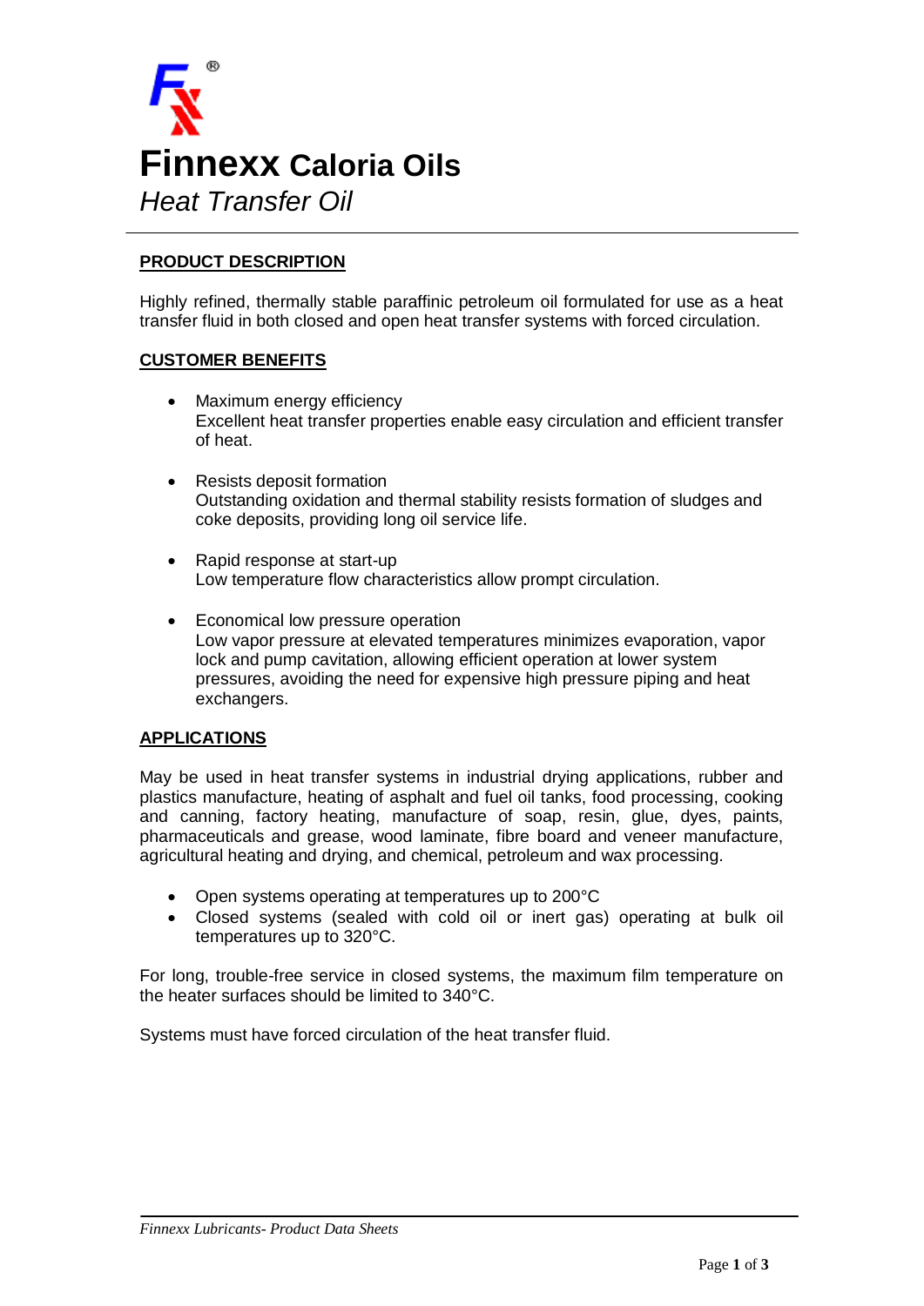# Finnexx Caloria Oils

*Heat Transfer Oil*

## PRODUCT DESCRIPTION

Highly refined, thermally stable paraffinic petroleum oil formulated for use as a heat transfer fluid in both closed and open heat transfer systems with forced circulation.

## CUSTOMER BENEFITS

- Maximum energy efficiency
  Excellent heat transfer properties enable easy circulation and efficient transfer of heat.

- Resists deposit formation
  Outstanding oxidation and thermal stability resists formation of sludges and coke deposits, providing long oil service life.

- Rapid response at start-up
  Low temperature flow characteristics allow prompt circulation.

- Economical low pressure operation
  Low vapor pressure at elevated temperatures minimizes evaporation, vapor lock and pump cavitation, allowing efficient operation at lower system pressures, avoiding the need for expensive high pressure piping and heat exchangers.

## APPLICATIONS

May be used in heat transfer systems in industrial drying applications, rubber and plastics manufacture, heating of asphalt and fuel oil tanks, food processing, cooking and canning, factory heating, manufacture of soap, resin, glue, dyes, paints, pharmaceuticals and grease, wood laminate, fibre board and veneer manufacture, agricultural heating and drying, and chemical, petroleum and wax processing.

- Open systems operating at temperatures up to 200°C
- Closed systems (sealed with cold oil or inert gas) operating at bulk oil temperatures up to 320°C.

For long, trouble-free service in closed systems, the maximum film temperature on the heater surfaces should be limited to 340°C.

Systems must have forced circulation of the heat transfer fluid.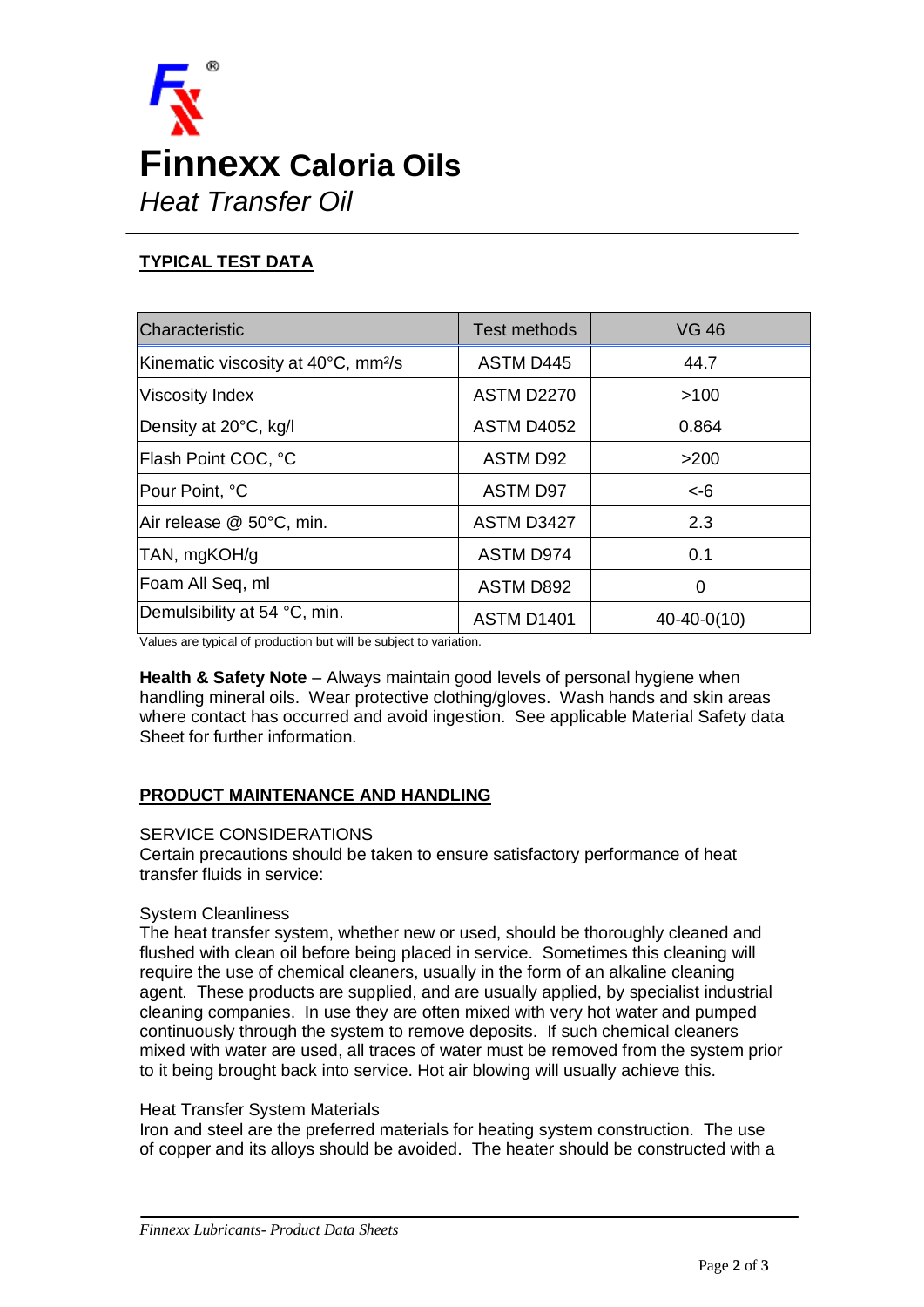# Finnexx Caloria Oils

*Heat Transfer Oil*

## TYPICAL TEST DATA

| Characteristic | Test methods | VG 46 |
|---|---|---|
| Kinematic viscosity at 40°C, mm²/s | ASTM D445 | 44.7 |
| Viscosity Index | ASTM D2270 | >100 |
| Density at 20°C, kg/l | ASTM D4052 | 0.864 |
| Flash Point COC, °C | ASTM D92 | >200 |
| Pour Point, °C | ASTM D97 | <-6 |
| Air release @ 50°C, min. | ASTM D3427 | 2.3 |
| TAN, mgKOH/g | ASTM D974 | 0.1 |
| Foam All Seq, ml | ASTM D892 | 0 |
| Demulsibility at 54 °C, min. | ASTM D1401 | 40-40-0(10) |

Values are typical of production but will be subject to variation.

**Health & Safety Note** – Always maintain good levels of personal hygiene when handling mineral oils. Wear protective clothing/gloves. Wash hands and skin areas where contact has occurred and avoid ingestion. See applicable Material Safety data Sheet for further information.

## PRODUCT MAINTENANCE AND HANDLING

SERVICE CONSIDERATIONS

Certain precautions should be taken to ensure satisfactory performance of heat transfer fluids in service:

System Cleanliness

The heat transfer system, whether new or used, should be thoroughly cleaned and flushed with clean oil before being placed in service. Sometimes this cleaning will require the use of chemical cleaners, usually in the form of an alkaline cleaning agent. These products are supplied, and are usually applied, by specialist industrial cleaning companies. In use they are often mixed with very hot water and pumped continuously through the system to remove deposits. If such chemical cleaners mixed with water are used, all traces of water must be removed from the system prior to it being brought back into service. Hot air blowing will usually achieve this.

Heat Transfer System Materials

Iron and steel are the preferred materials for heating system construction. The use of copper and its alloys should be avoided. The heater should be constructed with a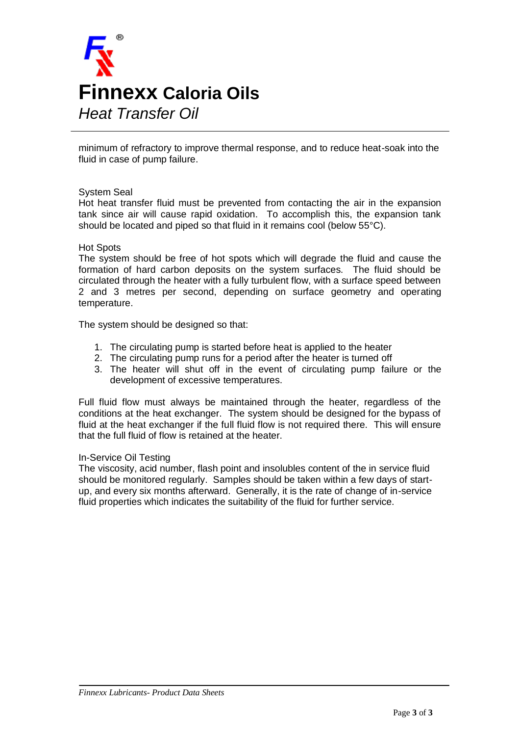minimum of refractory to improve thermal response, and to reduce heat-soak into the fluid in case of pump failure.

### System Seal

Hot heat transfer fluid must be prevented from contacting the air in the expansion tank since air will cause rapid oxidation. To accomplish this, the expansion tank should be located and piped so that fluid in it remains cool (below 55°C).

### Hot Spots

The system should be free of hot spots which will degrade the fluid and cause the formation of hard carbon deposits on the system surfaces. The fluid should be circulated through the heater with a fully turbulent flow, with a surface speed between 2 and 3 metres per second, depending on surface geometry and operating temperature.

The system should be designed so that:

1. The circulating pump is started before heat is applied to the heater
2. The circulating pump runs for a period after the heater is turned off
3. The heater will shut off in the event of circulating pump failure or the development of excessive temperatures.

Full fluid flow must always be maintained through the heater, regardless of the conditions at the heat exchanger. The system should be designed for the bypass of fluid at the heat exchanger if the full fluid flow is not required there. This will ensure that the full fluid of flow is retained at the heater.

### In-Service Oil Testing

The viscosity, acid number, flash point and insolubles content of the in service fluid should be monitored regularly. Samples should be taken within a few days of start-up, and every six months afterward. Generally, it is the rate of change of in-service fluid properties which indicates the suitability of the fluid for further service.